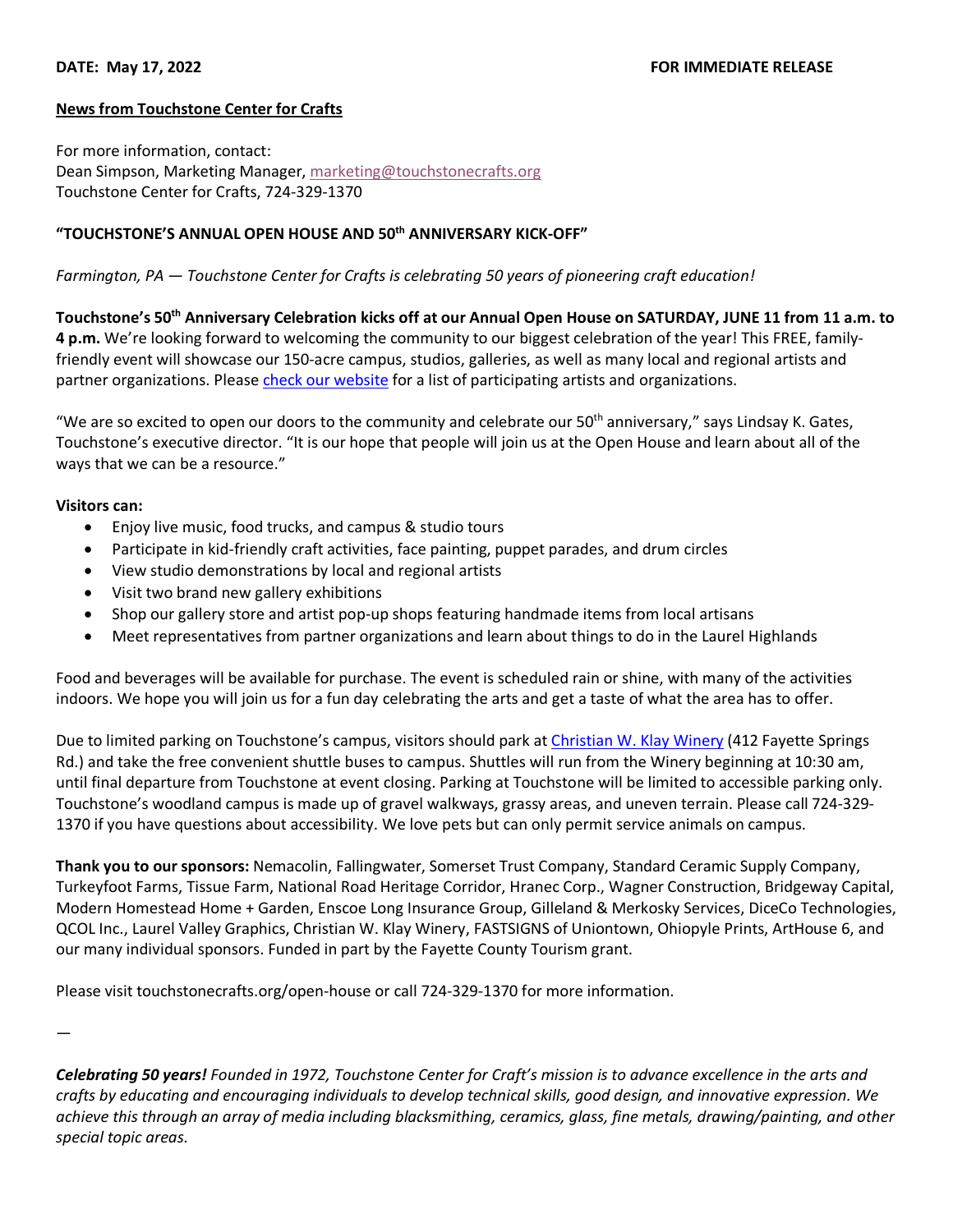**DATE: May 17, 2022** **FOR IMMEDIATE RELEASE**

**News from Touchstone Center for Crafts**

For more information, contact:
Dean Simpson, Marketing Manager, marketing@touchstonecrafts.org
Touchstone Center for Crafts, 724-329-1370

## "TOUCHSTONE'S ANNUAL OPEN HOUSE AND 50th ANNIVERSARY KICK-OFF"

*Farmington, PA — Touchstone Center for Crafts is celebrating 50 years of pioneering craft education!*

**Touchstone's 50th Anniversary Celebration kicks off at our Annual Open House on SATURDAY, JUNE 11 from 11 a.m. to 4 p.m.** We're looking forward to welcoming the community to our biggest celebration of the year! This FREE, family-friendly event will showcase our 150-acre campus, studios, galleries, as well as many local and regional artists and partner organizations. Please check our website for a list of participating artists and organizations.

"We are so excited to open our doors to the community and celebrate our 50th anniversary," says Lindsay K. Gates, Touchstone's executive director. "It is our hope that people will join us at the Open House and learn about all of the ways that we can be a resource."

**Visitors can:**

- Enjoy live music, food trucks, and campus & studio tours
- Participate in kid-friendly craft activities, face painting, puppet parades, and drum circles
- View studio demonstrations by local and regional artists
- Visit two brand new gallery exhibitions
- Shop our gallery store and artist pop-up shops featuring handmade items from local artisans
- Meet representatives from partner organizations and learn about things to do in the Laurel Highlands

Food and beverages will be available for purchase. The event is scheduled rain or shine, with many of the activities indoors. We hope you will join us for a fun day celebrating the arts and get a taste of what the area has to offer.

Due to limited parking on Touchstone's campus, visitors should park at Christian W. Klay Winery (412 Fayette Springs Rd.) and take the free convenient shuttle buses to campus. Shuttles will run from the Winery beginning at 10:30 am, until final departure from Touchstone at event closing. Parking at Touchstone will be limited to accessible parking only. Touchstone's woodland campus is made up of gravel walkways, grassy areas, and uneven terrain. Please call 724-329-1370 if you have questions about accessibility. We love pets but can only permit service animals on campus.

**Thank you to our sponsors:** Nemacolin, Fallingwater, Somerset Trust Company, Standard Ceramic Supply Company, Turkeyfoot Farms, Tissue Farm, National Road Heritage Corridor, Hranec Corp., Wagner Construction, Bridgeway Capital, Modern Homestead Home + Garden, Enscoe Long Insurance Group, Gilleland & Merkosky Services, DiceCo Technologies, QCOL Inc., Laurel Valley Graphics, Christian W. Klay Winery, FASTSIGNS of Uniontown, Ohiopyle Prints, ArtHouse 6, and our many individual sponsors. Funded in part by the Fayette County Tourism grant.

Please visit touchstonecrafts.org/open-house or call 724-329-1370 for more information.

—

***Celebrating 50 years!*** *Founded in 1972, Touchstone Center for Craft's mission is to advance excellence in the arts and crafts by educating and encouraging individuals to develop technical skills, good design, and innovative expression. We achieve this through an array of media including blacksmithing, ceramics, glass, fine metals, drawing/painting, and other special topic areas.*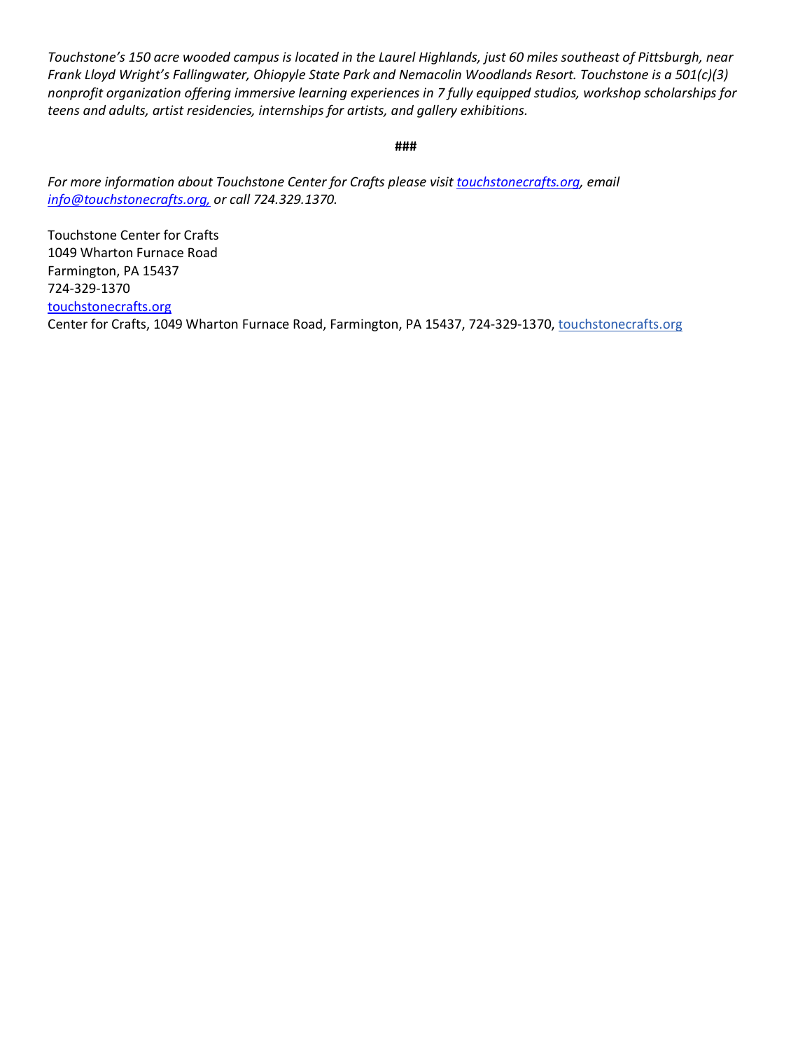*Touchstone's 150 acre wooded campus is located in the Laurel Highlands, just 60 miles southeast of Pittsburgh, near Frank Lloyd Wright's Fallingwater, Ohiopyle State Park and Nemacolin Woodlands Resort. Touchstone is a 501(c)(3) nonprofit organization offering immersive learning experiences in 7 fully equipped studios, workshop scholarships for teens and adults, artist residencies, internships for artists, and gallery exhibitions.*

**###**

*For more information about Touchstone Center for Crafts please visit touchstonecrafts.org, email info@touchstonecrafts.org, or call 724.329.1370.*

Touchstone Center for Crafts
1049 Wharton Furnace Road
Farmington, PA 15437
724-329-1370
touchstonecrafts.org
Center for Crafts, 1049 Wharton Furnace Road, Farmington, PA 15437, 724-329-1370, touchstonecrafts.org